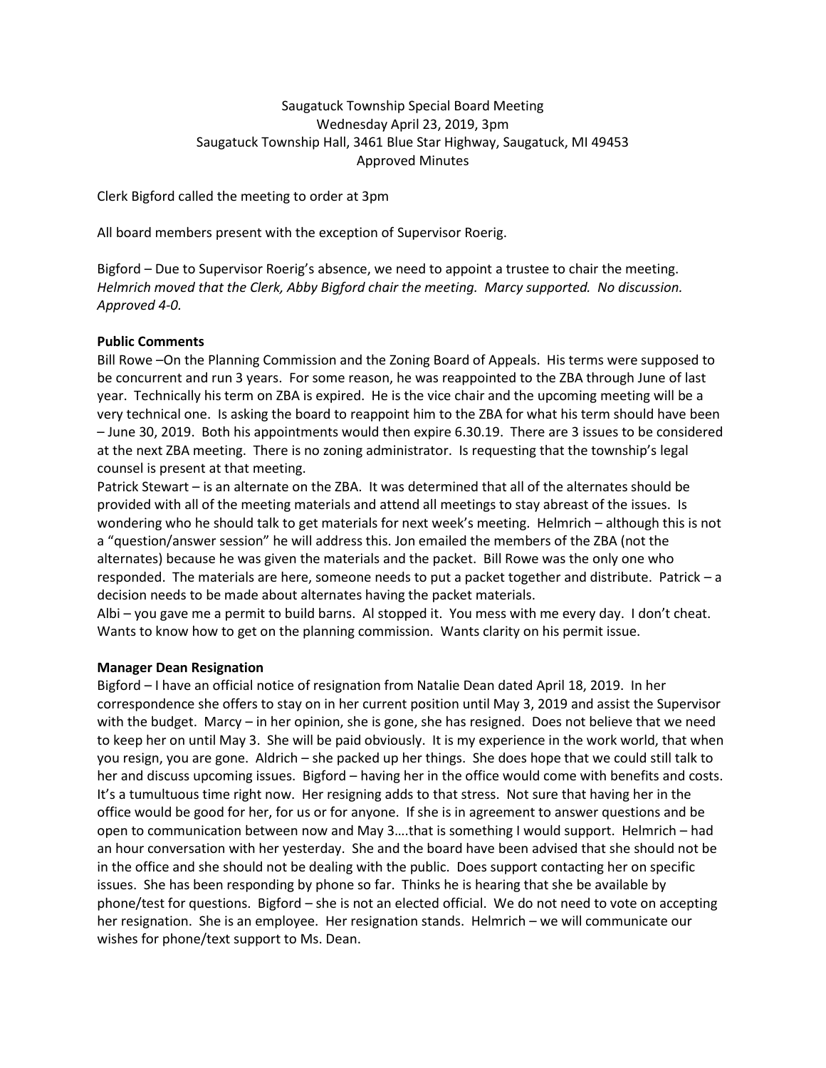Saugatuck Township Special Board Meeting
Wednesday April 23, 2019, 3pm
Saugatuck Township Hall, 3461 Blue Star Highway, Saugatuck, MI 49453
Approved Minutes

Clerk Bigford called the meeting to order at 3pm

All board members present with the exception of Supervisor Roerig.

Bigford – Due to Supervisor Roerig's absence, we need to appoint a trustee to chair the meeting. *Helmrich moved that the Clerk, Abby Bigford chair the meeting. Marcy supported. No discussion. Approved 4-0.*

**Public Comments**

Bill Rowe –On the Planning Commission and the Zoning Board of Appeals. His terms were supposed to be concurrent and run 3 years. For some reason, he was reappointed to the ZBA through June of last year. Technically his term on ZBA is expired. He is the vice chair and the upcoming meeting will be a very technical one. Is asking the board to reappoint him to the ZBA for what his term should have been – June 30, 2019. Both his appointments would then expire 6.30.19. There are 3 issues to be considered at the next ZBA meeting. There is no zoning administrator. Is requesting that the township's legal counsel is present at that meeting.

Patrick Stewart – is an alternate on the ZBA. It was determined that all of the alternates should be provided with all of the meeting materials and attend all meetings to stay abreast of the issues. Is wondering who he should talk to get materials for next week's meeting. Helmrich – although this is not a "question/answer session" he will address this. Jon emailed the members of the ZBA (not the alternates) because he was given the materials and the packet. Bill Rowe was the only one who responded. The materials are here, someone needs to put a packet together and distribute. Patrick – a decision needs to be made about alternates having the packet materials.

Albi – you gave me a permit to build barns. Al stopped it. You mess with me every day. I don't cheat. Wants to know how to get on the planning commission. Wants clarity on his permit issue.

**Manager Dean Resignation**

Bigford – I have an official notice of resignation from Natalie Dean dated April 18, 2019. In her correspondence she offers to stay on in her current position until May 3, 2019 and assist the Supervisor with the budget. Marcy – in her opinion, she is gone, she has resigned. Does not believe that we need to keep her on until May 3. She will be paid obviously. It is my experience in the work world, that when you resign, you are gone. Aldrich – she packed up her things. She does hope that we could still talk to her and discuss upcoming issues. Bigford – having her in the office would come with benefits and costs. It's a tumultuous time right now. Her resigning adds to that stress. Not sure that having her in the office would be good for her, for us or for anyone. If she is in agreement to answer questions and be open to communication between now and May 3….that is something I would support. Helmrich – had an hour conversation with her yesterday. She and the board have been advised that she should not be in the office and she should not be dealing with the public. Does support contacting her on specific issues. She has been responding by phone so far. Thinks he is hearing that she be available by phone/test for questions. Bigford – she is not an elected official. We do not need to vote on accepting her resignation. She is an employee. Her resignation stands. Helmrich – we will communicate our wishes for phone/text support to Ms. Dean.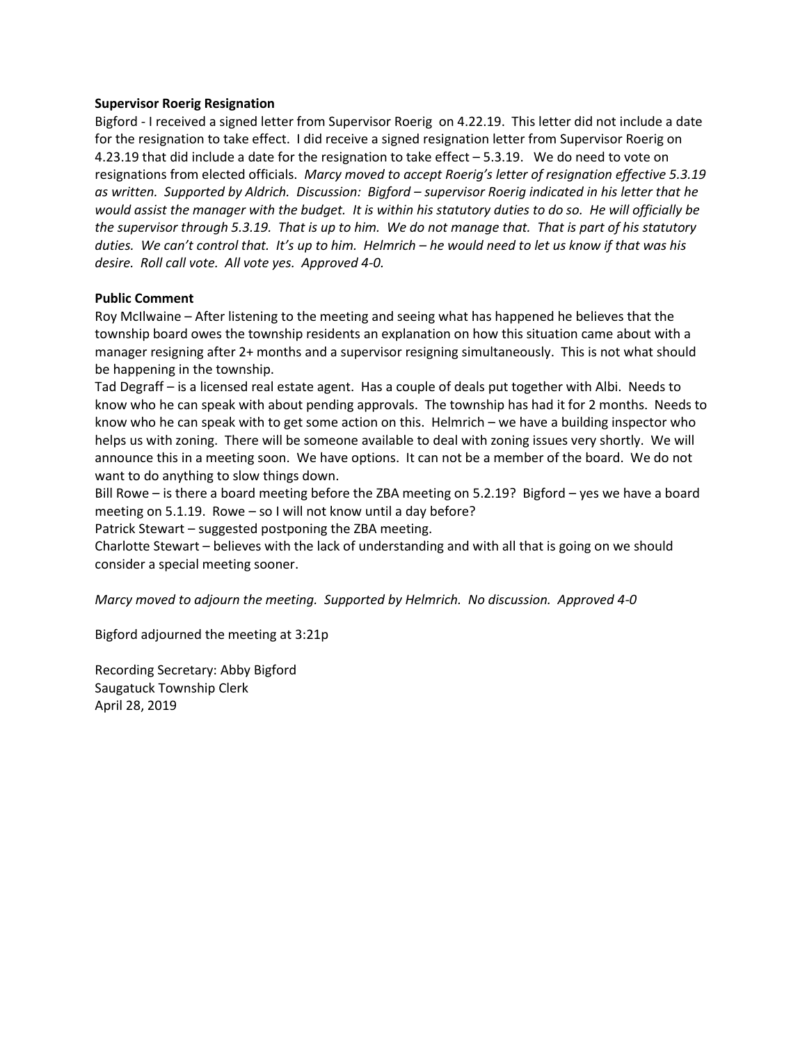**Supervisor Roerig Resignation**

Bigford - I received a signed letter from Supervisor Roerig on 4.22.19. This letter did not include a date for the resignation to take effect. I did receive a signed resignation letter from Supervisor Roerig on 4.23.19 that did include a date for the resignation to take effect – 5.3.19. We do need to vote on resignations from elected officials. *Marcy moved to accept Roerig's letter of resignation effective 5.3.19 as written. Supported by Aldrich. Discussion: Bigford – supervisor Roerig indicated in his letter that he would assist the manager with the budget. It is within his statutory duties to do so. He will officially be the supervisor through 5.3.19. That is up to him. We do not manage that. That is part of his statutory duties. We can't control that. It's up to him. Helmrich – he would need to let us know if that was his desire. Roll call vote. All vote yes. Approved 4-0.*

**Public Comment**

Roy McIlwaine – After listening to the meeting and seeing what has happened he believes that the township board owes the township residents an explanation on how this situation came about with a manager resigning after 2+ months and a supervisor resigning simultaneously. This is not what should be happening in the township.

Tad Degraff – is a licensed real estate agent. Has a couple of deals put together with Albi. Needs to know who he can speak with about pending approvals. The township has had it for 2 months. Needs to know who he can speak with to get some action on this. Helmrich – we have a building inspector who helps us with zoning. There will be someone available to deal with zoning issues very shortly. We will announce this in a meeting soon. We have options. It can not be a member of the board. We do not want to do anything to slow things down.

Bill Rowe – is there a board meeting before the ZBA meeting on 5.2.19? Bigford – yes we have a board meeting on 5.1.19. Rowe – so I will not know until a day before?

Patrick Stewart – suggested postponing the ZBA meeting.

Charlotte Stewart – believes with the lack of understanding and with all that is going on we should consider a special meeting sooner.

*Marcy moved to adjourn the meeting. Supported by Helmrich. No discussion. Approved 4-0*

Bigford adjourned the meeting at 3:21p

Recording Secretary: Abby Bigford
Saugatuck Township Clerk
April 28, 2019